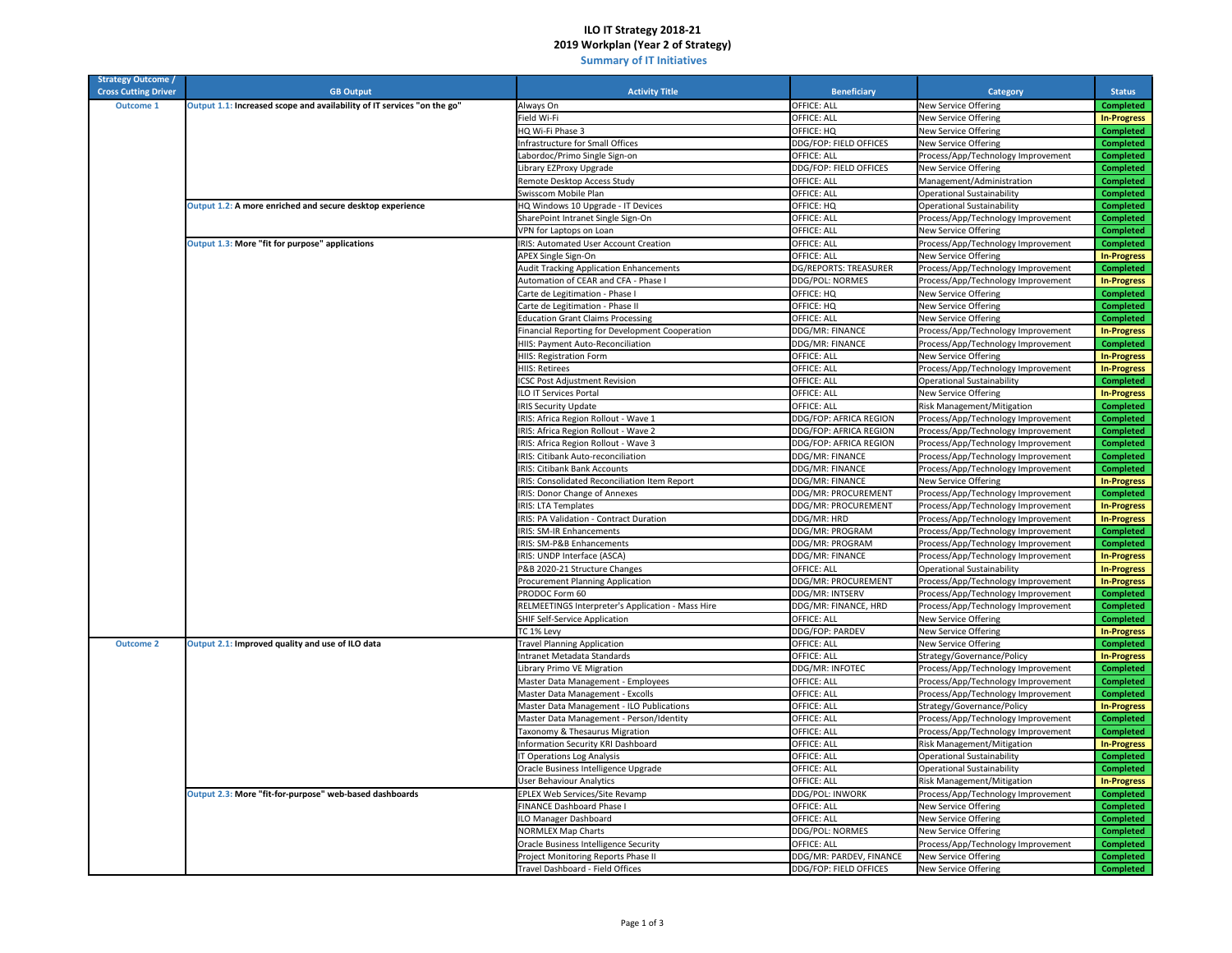# ILO IT Strategy 2018-21
## 2019 Workplan (Year 2 of Strategy)
### Summary of IT Initiatives

| Strategy Outcome / Cross Cutting Driver | GB Output | Activity Title | Beneficiary | Category | Status |
|---|---|---|---|---|---|
| Outcome 1 | Output 1.1: Increased scope and availability of IT services "on the go" | Always On | OFFICE: ALL | New Service Offering | Completed |
| | | Field Wi-Fi | OFFICE: ALL | New Service Offering | In-Progress |
| | | HQ Wi-Fi Phase 3 | OFFICE: HQ | New Service Offering | Completed |
| | | Infrastructure for Small Offices | DDG/FOP: FIELD OFFICES | New Service Offering | Completed |
| | | Labordoc/Primo Single Sign-on | OFFICE: ALL | Process/App/Technology Improvement | Completed |
| | | Library EZProxy Upgrade | DDG/FOP: FIELD OFFICES | New Service Offering | Completed |
| | | Remote Desktop Access Study | OFFICE: ALL | Management/Administration | Completed |
| | | Swisscom Mobile Plan | OFFICE: ALL | Operational Sustainability | Completed |
| | Output 1.2: A more enriched and secure desktop experience | HQ Windows 10 Upgrade - IT Devices | OFFICE: HQ | Operational Sustainability | Completed |
| | | SharePoint Intranet Single Sign-On | OFFICE: ALL | Process/App/Technology Improvement | Completed |
| | | VPN for Laptops on Loan | OFFICE: ALL | New Service Offering | Completed |
| | Output 1.3: More "fit for purpose" applications | IRIS: Automated User Account Creation | OFFICE: ALL | Process/App/Technology Improvement | Completed |
| | | APEX Single Sign-On | OFFICE: ALL | New Service Offering | In-Progress |
| | | Audit Tracking Application Enhancements | DG/REPORTS: TREASURER | Process/App/Technology Improvement | Completed |
| | | Automation of CEAR and CFA - Phase I | DDG/POL: NORMES | Process/App/Technology Improvement | In-Progress |
| | | Carte de Legitimation - Phase I | OFFICE: HQ | New Service Offering | Completed |
| | | Carte de Legitimation - Phase II | OFFICE: HQ | New Service Offering | Completed |
| | | Education Grant Claims Processing | OFFICE: ALL | New Service Offering | Completed |
| | | Financial Reporting for Development Cooperation | DDG/MR: FINANCE | Process/App/Technology Improvement | In-Progress |
| | | HIIS: Payment Auto-Reconciliation | DDG/MR: FINANCE | Process/App/Technology Improvement | Completed |
| | | HIIS: Registration Form | OFFICE: ALL | New Service Offering | In-Progress |
| | | HIIS: Retirees | OFFICE: ALL | Process/App/Technology Improvement | In-Progress |
| | | ICSC Post Adjustment Revision | OFFICE: ALL | Operational Sustainability | Completed |
| | | ILO IT Services Portal | OFFICE: ALL | New Service Offering | In-Progress |
| | | IRIS Security Update | OFFICE: ALL | Risk Management/Mitigation | Completed |
| | | IRIS: Africa Region Rollout - Wave 1 | DDG/FOP: AFRICA REGION | Process/App/Technology Improvement | Completed |
| | | IRIS: Africa Region Rollout - Wave 2 | DDG/FOP: AFRICA REGION | Process/App/Technology Improvement | Completed |
| | | IRIS: Africa Region Rollout - Wave 3 | DDG/FOP: AFRICA REGION | Process/App/Technology Improvement | Completed |
| | | IRIS: Citibank Auto-reconciliation | DDG/MR: FINANCE | Process/App/Technology Improvement | Completed |
| | | IRIS: Citibank Bank Accounts | DDG/MR: FINANCE | Process/App/Technology Improvement | Completed |
| | | IRIS: Consolidated Reconciliation Item Report | DDG/MR: FINANCE | New Service Offering | In-Progress |
| | | IRIS: Donor Change of Annexes | DDG/MR: PROCUREMENT | Process/App/Technology Improvement | Completed |
| | | IRIS: LTA Templates | DDG/MR: PROCUREMENT | Process/App/Technology Improvement | In-Progress |
| | | IRIS: PA Validation - Contract Duration | DDG/MR: HRD | Process/App/Technology Improvement | In-Progress |
| | | IRIS: SM-IR Enhancements | DDG/MR: PROGRAM | Process/App/Technology Improvement | Completed |
| | | IRIS: SM-P&B Enhancements | DDG/MR: PROGRAM | Process/App/Technology Improvement | Completed |
| | | IRIS: UNDP Interface (ASCA) | DDG/MR: FINANCE | Process/App/Technology Improvement | In-Progress |
| | | P&B 2020-21 Structure Changes | OFFICE: ALL | Operational Sustainability | In-Progress |
| | | Procurement Planning Application | DDG/MR: PROCUREMENT | Process/App/Technology Improvement | In-Progress |
| | | PRODOC Form 60 | DDG/MR: INTSERV | Process/App/Technology Improvement | Completed |
| | | RELMEETINGS Interpreter's Application - Mass Hire | DDG/MR: FINANCE, HRD | Process/App/Technology Improvement | Completed |
| | | SHIF Self-Service Application | OFFICE: ALL | New Service Offering | Completed |
| | | TC 1% Levy | DDG/FOP: PARDEV | New Service Offering | In-Progress |
| Outcome 2 | Output 2.1: Improved quality and use of ILO data | Travel Planning Application | OFFICE: ALL | New Service Offering | Completed |
| | | Intranet Metadata Standards | OFFICE: ALL | Strategy/Governance/Policy | In-Progress |
| | | Library Primo VE Migration | DDG/MR: INFOTEC | Process/App/Technology Improvement | Completed |
| | | Master Data Management - Employees | OFFICE: ALL | Process/App/Technology Improvement | Completed |
| | | Master Data Management - Excolls | OFFICE: ALL | Process/App/Technology Improvement | Completed |
| | | Master Data Management - ILO Publications | OFFICE: ALL | Strategy/Governance/Policy | In-Progress |
| | | Master Data Management - Person/Identity | OFFICE: ALL | Process/App/Technology Improvement | Completed |
| | | Taxonomy & Thesaurus Migration | OFFICE: ALL | Process/App/Technology Improvement | Completed |
| | | Information Security KRI Dashboard | OFFICE: ALL | Risk Management/Mitigation | In-Progress |
| | | IT Operations Log Analysis | OFFICE: ALL | Operational Sustainability | Completed |
| | | Oracle Business Intelligence Upgrade | OFFICE: ALL | Operational Sustainability | Completed |
| | | User Behaviour Analytics | OFFICE: ALL | Risk Management/Mitigation | In-Progress |
| | Output 2.3: More "fit-for-purpose" web-based dashboards | EPLEX Web Services/Site Revamp | DDG/POL: INWORK | Process/App/Technology Improvement | Completed |
| | | FINANCE Dashboard Phase I | OFFICE: ALL | New Service Offering | Completed |
| | | ILO Manager Dashboard | OFFICE: ALL | New Service Offering | Completed |
| | | NORMLEX Map Charts | DDG/POL: NORMES | New Service Offering | Completed |
| | | Oracle Business Intelligence Security | OFFICE: ALL | Process/App/Technology Improvement | Completed |
| | | Project Monitoring Reports Phase II | DDG/MR: PARDEV, FINANCE | New Service Offering | Completed |
| | | Travel Dashboard - Field Offices | DDG/FOP: FIELD OFFICES | New Service Offering | Completed |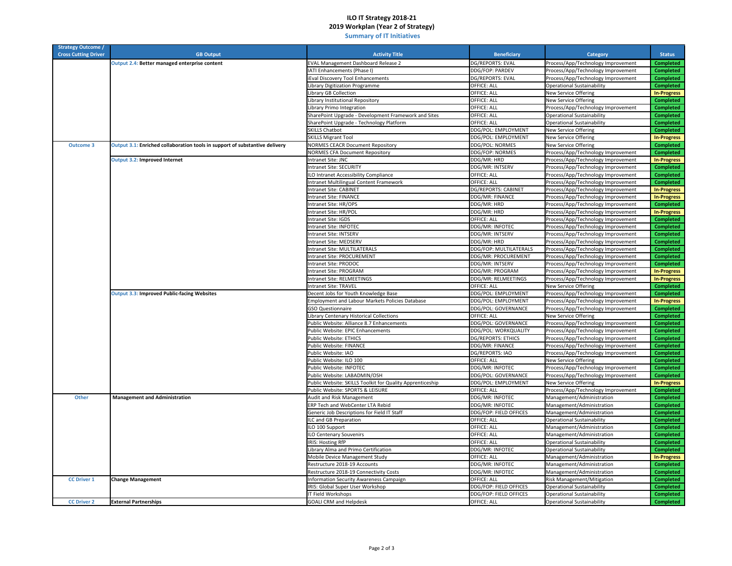# ILO IT Strategy 2018-21

## 2019 Workplan (Year 2 of Strategy)

### Summary of IT Initiatives

| Strategy Outcome / Cross Cutting Driver | GB Output | Activity Title | Beneficiary | Category | Status |
|---|---|---|---|---|---|
| | Output 2.4: **Better managed enterprise content** | EVAL Management Dashboard Release 2 | DG/REPORTS: EVAL | Process/App/Technology Improvement | Completed |
| | | IATI Enhancements (Phase I) | DDG/FOP: PARDEV | Process/App/Technology Improvement | Completed |
| | | iEval Discovery Tool Enhancements | DG/REPORTS: EVAL | Process/App/Technology Improvement | Completed |
| | | Library Digitization Programme | OFFICE: ALL | Operational Sustainability | Completed |
| | | Library GB Collection | OFFICE: ALL | New Service Offering | In-Progress |
| | | Library Institutional Repository | OFFICE: ALL | New Service Offering | Completed |
| | | Library Primo Integration | OFFICE: ALL | Process/App/Technology Improvement | Completed |
| | | SharePoint Upgrade - Development Framework and Sites | OFFICE: ALL | Operational Sustainability | Completed |
| | | SharePoint Upgrade - Technology Platform | OFFICE: ALL | Operational Sustainability | Completed |
| | | SKILLS Chatbot | DDG/POL: EMPLOYMENT | New Service Offering | Completed |
| | | SKILLS Migrant Tool | DDG/POL: EMPLOYMENT | New Service Offering | In-Progress |
| Outcome 3 | Output 3.1: **Enriched collaboration tools in support of substantive delivery** | NORMES CEACR Document Repository | DDG/POL: NORMES | New Service Offering | Completed |
| | | NORMES CFA Document Repository | DDG/FOP: NORMES | Process/App/Technology Improvement | Completed |
| | Output 3.2: **Improved Internet** | Intranet Site: JNC | DDG/MR: HRD | Process/App/Technology Improvement | In-Progress |
| | | Intranet Site: SECURITY | DDG/MR: INTSERV | Process/App/Technology Improvement | Completed |
| | | ILO Intranet Accessibility Compliance | OFFICE: ALL | Process/App/Technology Improvement | Completed |
| | | Intranet Multilingual Content Framework | OFFICE: ALL | Process/App/Technology Improvement | Completed |
| | | Intranet Site: CABINET | DG/REPORTS: CABINET | Process/App/Technology Improvement | In-Progress |
| | | Intranet Site: FINANCE | DDG/MR: FINANCE | Process/App/Technology Improvement | In-Progress |
| | | Intranet Site: HR/OPS | DDG/MR: HRD | Process/App/Technology Improvement | Completed |
| | | Intranet Site: HR/POL | DDG/MR: HRD | Process/App/Technology Improvement | In-Progress |
| | | Intranet Site: IGDS | OFFICE: ALL | Process/App/Technology Improvement | Completed |
| | | Intranet Site: INFOTEC | DDG/MR: INFOTEC | Process/App/Technology Improvement | Completed |
| | | Intranet Site: INTSERV | DDG/MR: INTSERV | Process/App/Technology Improvement | Completed |
| | | Intranet Site: MEDSERV | DDG/MR: HRD | Process/App/Technology Improvement | Completed |
| | | Intranet Site: MULTILATERALS | DDG/FOP: MULTILATERALS | Process/App/Technology Improvement | Completed |
| | | Intranet Site: PROCUREMENT | DDG/MR: PROCUREMENT | Process/App/Technology Improvement | Completed |
| | | Intranet Site: PRODOC | DDG/MR: INTSERV | Process/App/Technology Improvement | Completed |
| | | Intranet Site: PROGRAM | DDG/MR: PROGRAM | Process/App/Technology Improvement | In-Progress |
| | | Intranet Site: RELMEETINGS | DDG/MR: RELMEETINGS | Process/App/Technology Improvement | In-Progress |
| | | Intranet Site: TRAVEL | OFFICE: ALL | New Service Offering | Completed |
| | Output 3.3: **Improved Public-facing Websites** | Decent Jobs for Youth Knowledge Base | DDG/POL: EMPLOYMENT | Process/App/Technology Improvement | Completed |
| | | Employment and Labour Markets Policies Database | DDG/POL: EMPLOYMENT | Process/App/Technology Improvement | In-Progress |
| | | GSO Questionnaire | DDG/POL: GOVERNANCE | Process/App/Technology Improvement | Completed |
| | | Library Centenary Historical Collections | OFFICE: ALL | New Service Offering | Completed |
| | | Public Website: Alliance 8.7 Enhancements | DDG/POL: GOVERNANCE | Process/App/Technology Improvement | Completed |
| | | Public Website: EPIC Enhancements | DDG/POL: WORKQUALITY | Process/App/Technology Improvement | Completed |
| | | Public Website: ETHICS | DG/REPORTS: ETHICS | Process/App/Technology Improvement | Completed |
| | | Public Website: FINANCE | DDG/MR: FINANCE | Process/App/Technology Improvement | Completed |
| | | Public Website: IAO | DG/REPORTS: IAO | Process/App/Technology Improvement | Completed |
| | | Public Website: ILO 100 | OFFICE: ALL | New Service Offering | Completed |
| | | Public Website: INFOTEC | DDG/MR: INFOTEC | Process/App/Technology Improvement | Completed |
| | | Public Website: LABADMIN/OSH | DDG/POL: GOVERNANCE | Process/App/Technology Improvement | Completed |
| | | Public Website: SKILLS Toolkit for Quality Apprenticeship | DDG/POL: EMPLOYMENT | New Service Offering | In-Progress |
| | | Public Website: SPORTS & LEISURE | OFFICE: ALL | Process/App/Technology Improvement | Completed |
| Other | **Management and Administration** | Audit and Risk Management | DDG/MR: INFOTEC | Management/Administration | Completed |
| | | ERP Tech and WebCenter LTA Rebid | DDG/MR: INFOTEC | Management/Administration | Completed |
| | | Generic Job Descriptions for Field IT Staff | DDG/FOP: FIELD OFFICES | Management/Administration | Completed |
| | | ILC and GB Preparation | OFFICE: ALL | Operational Sustainability | Completed |
| | | ILO 100 Support | OFFICE: ALL | Management/Administration | Completed |
| | | ILO Centenary Souvenirs | OFFICE: ALL | Management/Administration | Completed |
| | | IRIS: Hosting RfP | OFFICE: ALL | Operational Sustainability | Completed |
| | | Library Alma and Primo Certification | DDG/MR: INFOTEC | Operational Sustainability | Completed |
| | | Mobile Device Management Study | OFFICE: ALL | Management/Administration | In-Progress |
| | | Restructure 2018-19 Accounts | DDG/MR: INFOTEC | Management/Administration | Completed |
| | | Restructure 2018-19 Connectivity Costs | DDG/MR: INFOTEC | Management/Administration | Completed |
| CC Driver 1 | **Change Management** | Information Security Awareness Campaign | OFFICE: ALL | Risk Management/Mitigation | Completed |
| | | IRIS: Global Super User Workshop | DDG/FOP: FIELD OFFICES | Operational Sustainability | Completed |
| | | IT Field Workshops | DDG/FOP: FIELD OFFICES | Operational Sustainability | Completed |
| CC Driver 2 | **External Partnerships** | GOALI CRM and Helpdesk | OFFICE: ALL | Operational Sustainability | Completed |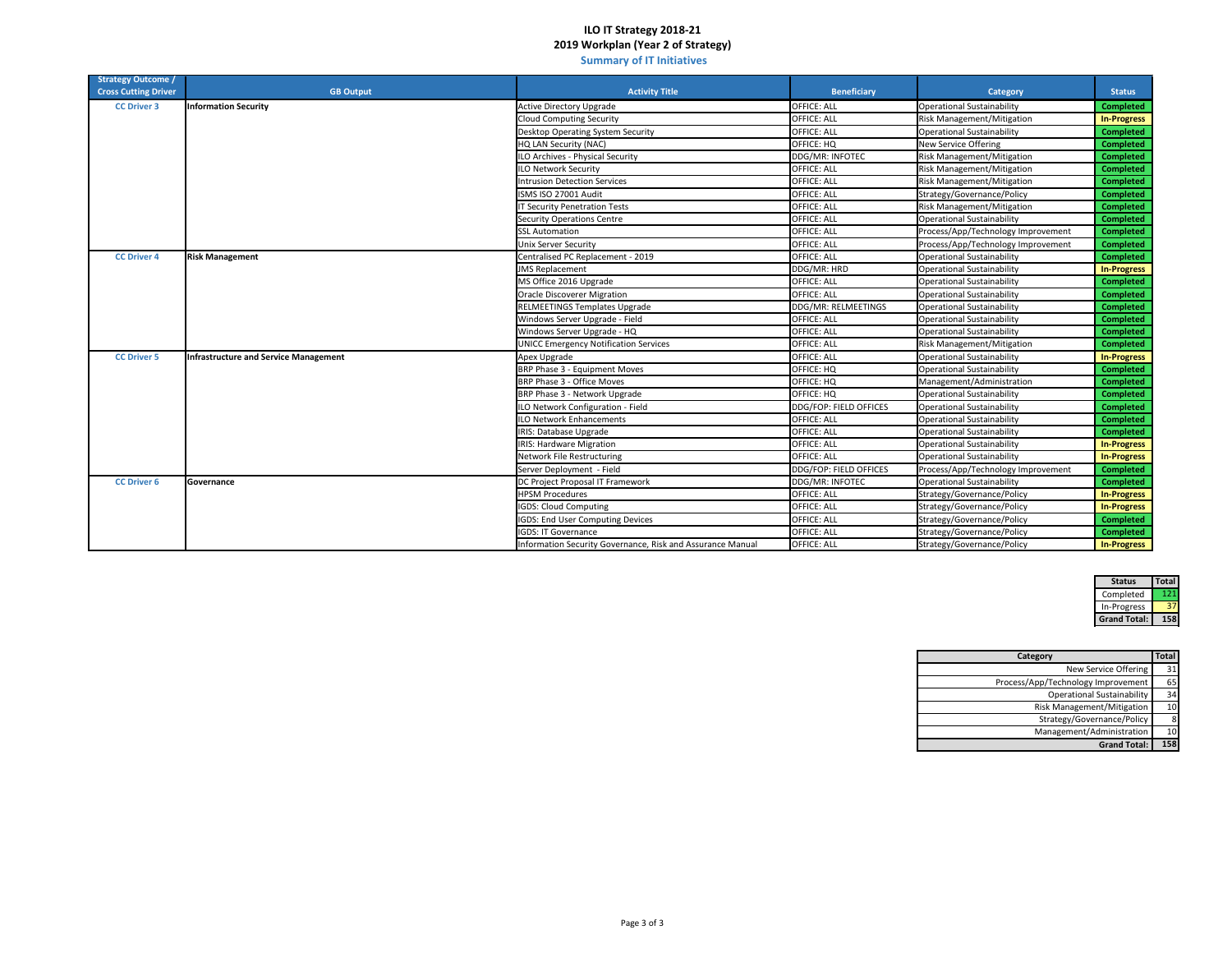# ILO IT Strategy 2018-21
## 2019 Workplan (Year 2 of Strategy)
### Summary of IT Initiatives

| Strategy Outcome / Cross Cutting Driver | GB Output | Activity Title | Beneficiary | Category | Status |
|---|---|---|---|---|---|
| CC Driver 3 | **Information Security** | Active Directory Upgrade | OFFICE: ALL | Operational Sustainability | Completed |
| | | Cloud Computing Security | OFFICE: ALL | Risk Management/Mitigation | In-Progress |
| | | Desktop Operating System Security | OFFICE: ALL | Operational Sustainability | Completed |
| | | HQ LAN Security (NAC) | OFFICE: HQ | New Service Offering | Completed |
| | | ILO Archives - Physical Security | DDG/MR: INFOTEC | Risk Management/Mitigation | Completed |
| | | ILO Network Security | OFFICE: ALL | Risk Management/Mitigation | Completed |
| | | Intrusion Detection Services | OFFICE: ALL | Risk Management/Mitigation | Completed |
| | | ISMS ISO 27001 Audit | OFFICE: ALL | Strategy/Governance/Policy | Completed |
| | | IT Security Penetration Tests | OFFICE: ALL | Risk Management/Mitigation | Completed |
| | | Security Operations Centre | OFFICE: ALL | Operational Sustainability | Completed |
| | | SSL Automation | OFFICE: ALL | Process/App/Technology Improvement | Completed |
| | | Unix Server Security | OFFICE: ALL | Process/App/Technology Improvement | Completed |
| CC Driver 4 | **Risk Management** | Centralised PC Replacement - 2019 | OFFICE: ALL | Operational Sustainability | Completed |
| | | JMS Replacement | DDG/MR: HRD | Operational Sustainability | In-Progress |
| | | MS Office 2016 Upgrade | OFFICE: ALL | Operational Sustainability | Completed |
| | | Oracle Discoverer Migration | OFFICE: ALL | Operational Sustainability | Completed |
| | | RELMEETINGS Templates Upgrade | DDG/MR: RELMEETINGS | Operational Sustainability | Completed |
| | | Windows Server Upgrade - Field | OFFICE: ALL | Operational Sustainability | Completed |
| | | Windows Server Upgrade - HQ | OFFICE: ALL | Operational Sustainability | Completed |
| | | UNICC Emergency Notification Services | OFFICE: ALL | Risk Management/Mitigation | Completed |
| CC Driver 5 | **Infrastructure and Service Management** | Apex Upgrade | OFFICE: ALL | Operational Sustainability | In-Progress |
| | | BRP Phase 3 - Equipment Moves | OFFICE: HQ | Operational Sustainability | Completed |
| | | BRP Phase 3 - Office Moves | OFFICE: HQ | Management/Administration | Completed |
| | | BRP Phase 3 - Network Upgrade | OFFICE: HQ | Operational Sustainability | Completed |
| | | ILO Network Configuration - Field | DDG/FOP: FIELD OFFICES | Operational Sustainability | Completed |
| | | ILO Network Enhancements | OFFICE: ALL | Operational Sustainability | Completed |
| | | IRIS: Database Upgrade | OFFICE: ALL | Operational Sustainability | Completed |
| | | IRIS: Hardware Migration | OFFICE: ALL | Operational Sustainability | In-Progress |
| | | Network File Restructuring | OFFICE: ALL | Operational Sustainability | In-Progress |
| | | Server Deployment - Field | DDG/FOP: FIELD OFFICES | Process/App/Technology Improvement | Completed |
| CC Driver 6 | **Governance** | DC Project Proposal IT Framework | DDG/MR: INFOTEC | Operational Sustainability | Completed |
| | | HPSM Procedures | OFFICE: ALL | Strategy/Governance/Policy | In-Progress |
| | | IGDS: Cloud Computing | OFFICE: ALL | Strategy/Governance/Policy | In-Progress |
| | | IGDS: End User Computing Devices | OFFICE: ALL | Strategy/Governance/Policy | Completed |
| | | IGDS: IT Governance | OFFICE: ALL | Strategy/Governance/Policy | Completed |
| | | Information Security Governance, Risk and Assurance Manual | OFFICE: ALL | Strategy/Governance/Policy | In-Progress |

| Status | Total |
|---|---|
| Completed | 121 |
| In-Progress | 37 |
| **Grand Total:** | **158** |

| Category | Total |
|---|---|
| New Service Offering | 31 |
| Process/App/Technology Improvement | 65 |
| Operational Sustainability | 34 |
| Risk Management/Mitigation | 10 |
| Strategy/Governance/Policy | 8 |
| Management/Administration | 10 |
| **Grand Total:** | **158** |